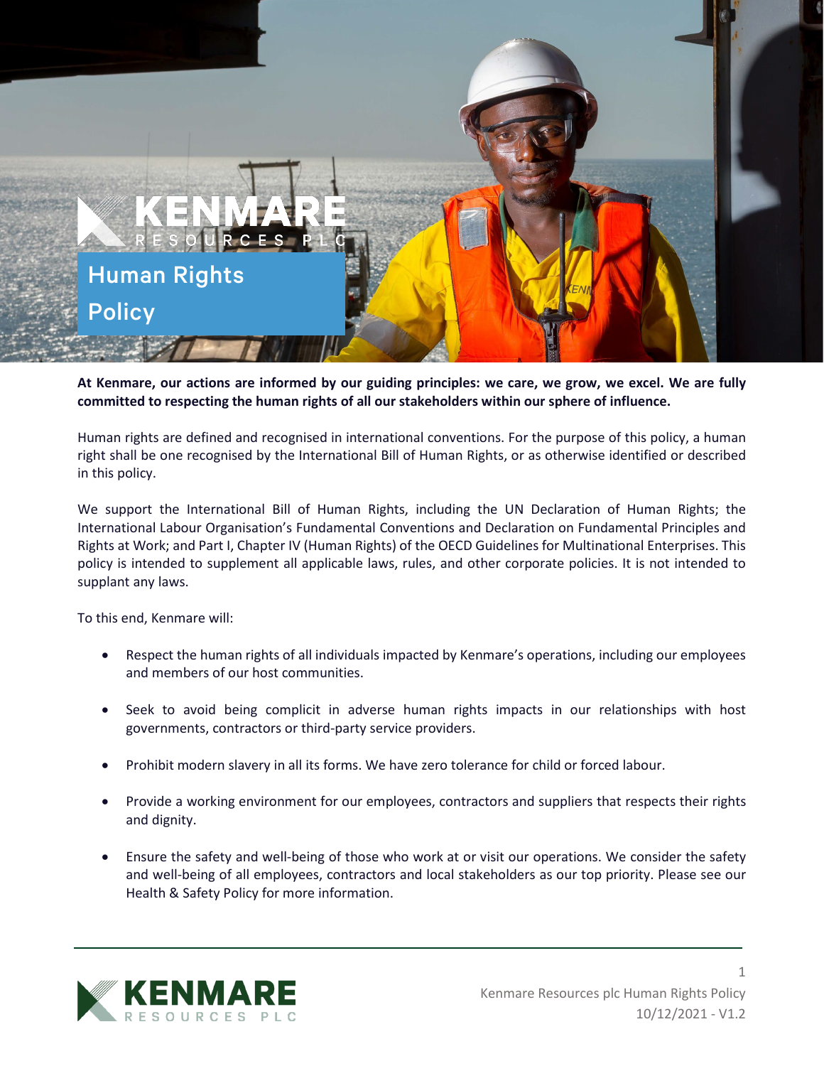# Human Rights Policy

**At Kenmare, our actions are informed by our guiding principles: we care, we grow, we excel. We are fully committed to respecting the human rights of all our stakeholders within our sphere of influence.**

Human rights are defined and recognised in international conventions. For the purpose of this policy, a human right shall be one recognised by the International Bill of Human Rights, or as otherwise identified or described in this policy.

We support the International Bill of Human Rights, including the UN Declaration of Human Rights; the International Labour Organisation's Fundamental Conventions and Declaration on Fundamental Principles and Rights at Work; and Part I, Chapter IV (Human Rights) of the OECD Guidelines for Multinational Enterprises. This policy is intended to supplement all applicable laws, rules, and other corporate policies. It is not intended to supplant any laws.

To this end, Kenmare will:

- Respect the human rights of all individuals impacted by Kenmare's operations, including our employees and members of our host communities.
- Seek to avoid being complicit in adverse human rights impacts in our relationships with host governments, contractors or third-party service providers.
- Prohibit modern slavery in all its forms. We have zero tolerance for child or forced labour.
- Provide a working environment for our employees, contractors and suppliers that respects their rights and dignity.
- Ensure the safety and well-being of those who work at or visit our operations. We consider the safety and well-being of all employees, contractors and local stakeholders as our top priority. Please see our Health & Safety Policy for more information.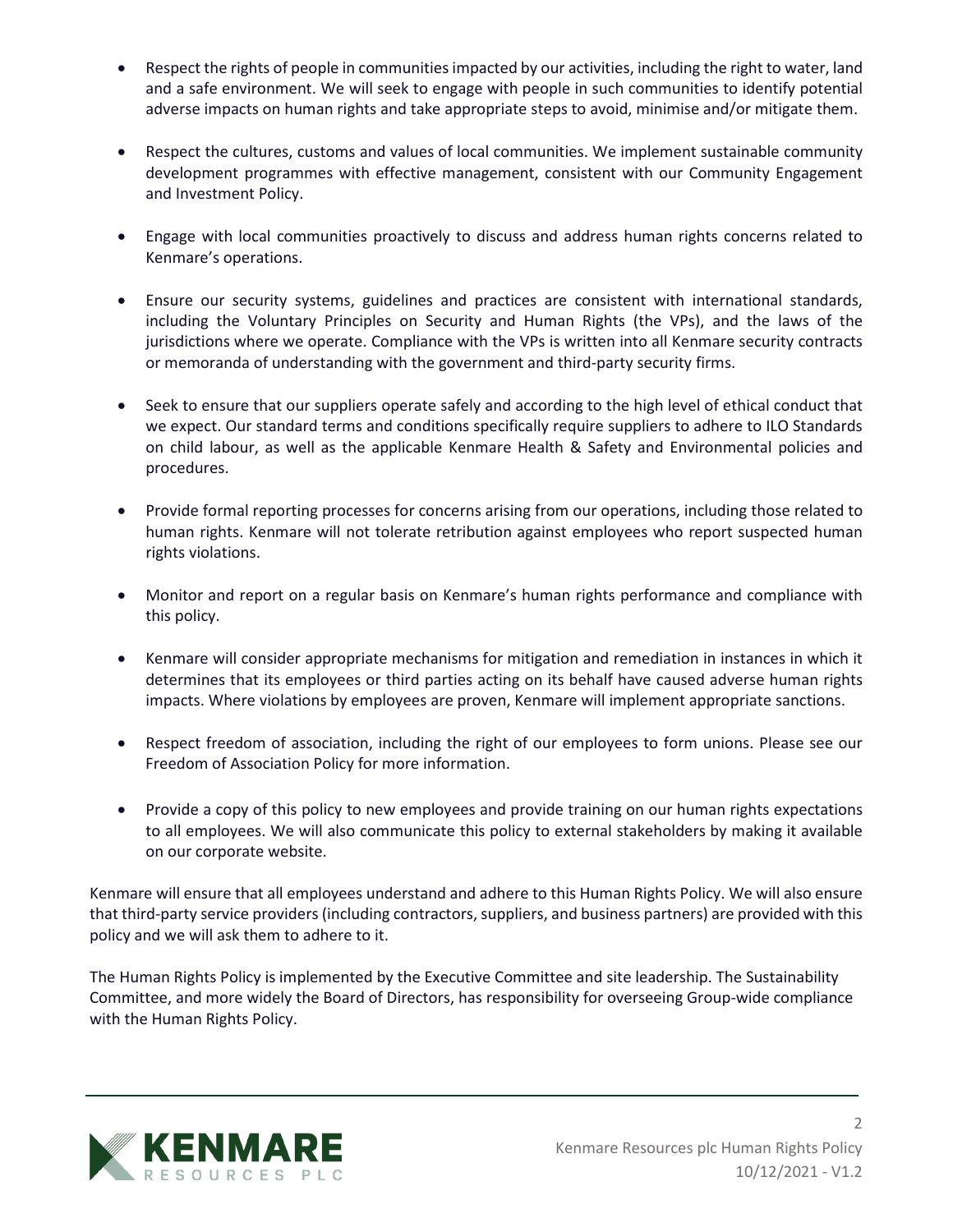- Respect the rights of people in communities impacted by our activities, including the right to water, land and a safe environment. We will seek to engage with people in such communities to identify potential adverse impacts on human rights and take appropriate steps to avoid, minimise and/or mitigate them.

- Respect the cultures, customs and values of local communities. We implement sustainable community development programmes with effective management, consistent with our Community Engagement and Investment Policy.

- Engage with local communities proactively to discuss and address human rights concerns related to Kenmare's operations.

- Ensure our security systems, guidelines and practices are consistent with international standards, including the Voluntary Principles on Security and Human Rights (the VPs), and the laws of the jurisdictions where we operate. Compliance with the VPs is written into all Kenmare security contracts or memoranda of understanding with the government and third-party security firms.

- Seek to ensure that our suppliers operate safely and according to the high level of ethical conduct that we expect. Our standard terms and conditions specifically require suppliers to adhere to ILO Standards on child labour, as well as the applicable Kenmare Health & Safety and Environmental policies and procedures.

- Provide formal reporting processes for concerns arising from our operations, including those related to human rights. Kenmare will not tolerate retribution against employees who report suspected human rights violations.

- Monitor and report on a regular basis on Kenmare's human rights performance and compliance with this policy.

- Kenmare will consider appropriate mechanisms for mitigation and remediation in instances in which it determines that its employees or third parties acting on its behalf have caused adverse human rights impacts. Where violations by employees are proven, Kenmare will implement appropriate sanctions.

- Respect freedom of association, including the right of our employees to form unions. Please see our Freedom of Association Policy for more information.

- Provide a copy of this policy to new employees and provide training on our human rights expectations to all employees. We will also communicate this policy to external stakeholders by making it available on our corporate website.

Kenmare will ensure that all employees understand and adhere to this Human Rights Policy. We will also ensure that third-party service providers (including contractors, suppliers, and business partners) are provided with this policy and we will ask them to adhere to it.

The Human Rights Policy is implemented by the Executive Committee and site leadership. The Sustainability Committee, and more widely the Board of Directors, has responsibility for overseeing Group-wide compliance with the Human Rights Policy.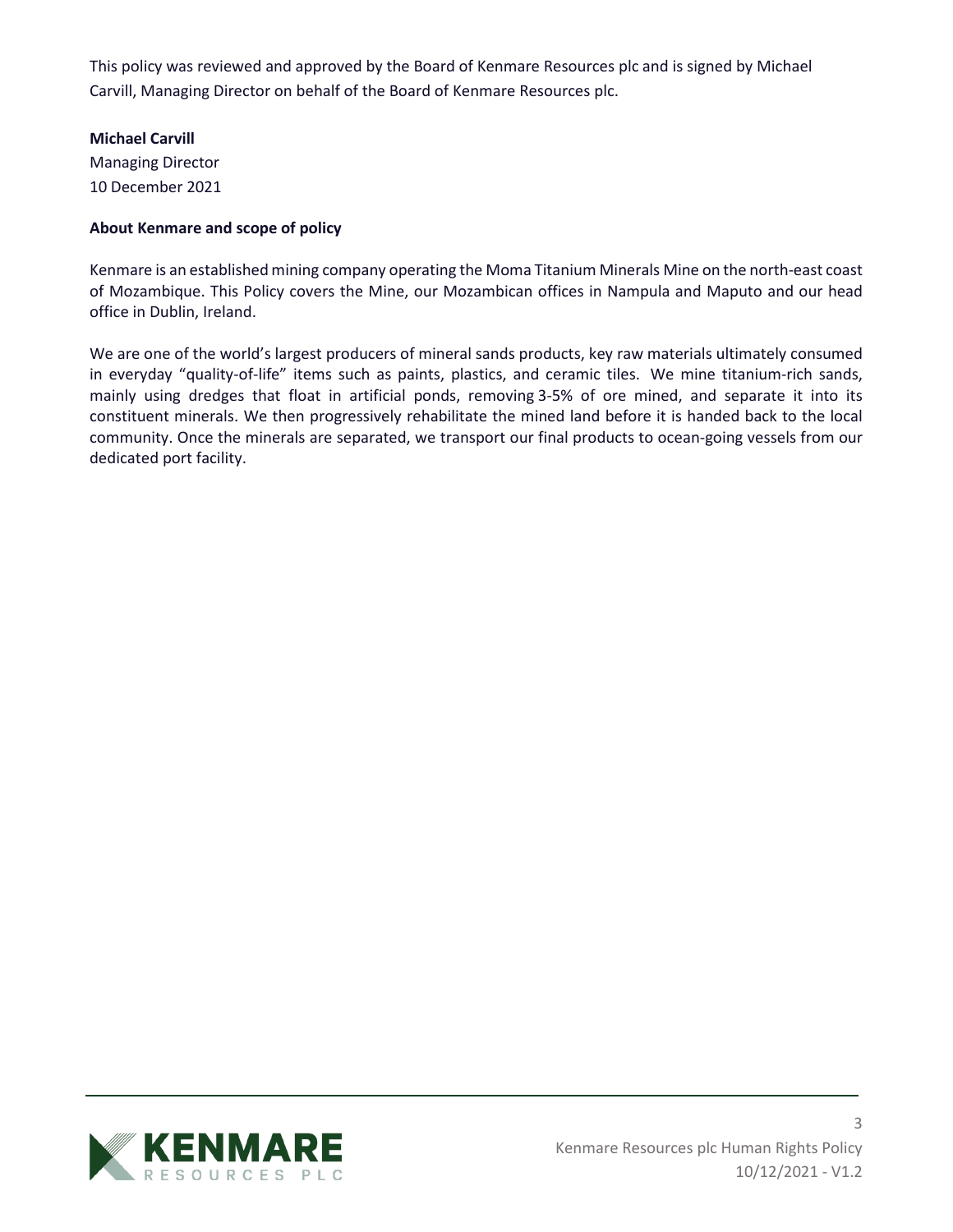This policy was reviewed and approved by the Board of Kenmare Resources plc and is signed by Michael Carvill, Managing Director on behalf of the Board of Kenmare Resources plc.

**Michael Carvill**
Managing Director
10 December 2021

**About Kenmare and scope of policy**

Kenmare is an established mining company operating the Moma Titanium Minerals Mine on the north-east coast of Mozambique. This Policy covers the Mine, our Mozambican offices in Nampula and Maputo and our head office in Dublin, Ireland.

We are one of the world's largest producers of mineral sands products, key raw materials ultimately consumed in everyday "quality-of-life" items such as paints, plastics, and ceramic tiles. We mine titanium-rich sands, mainly using dredges that float in artificial ponds, removing 3-5% of ore mined, and separate it into its constituent minerals. We then progressively rehabilitate the mined land before it is handed back to the local community. Once the minerals are separated, we transport our final products to ocean-going vessels from our dedicated port facility.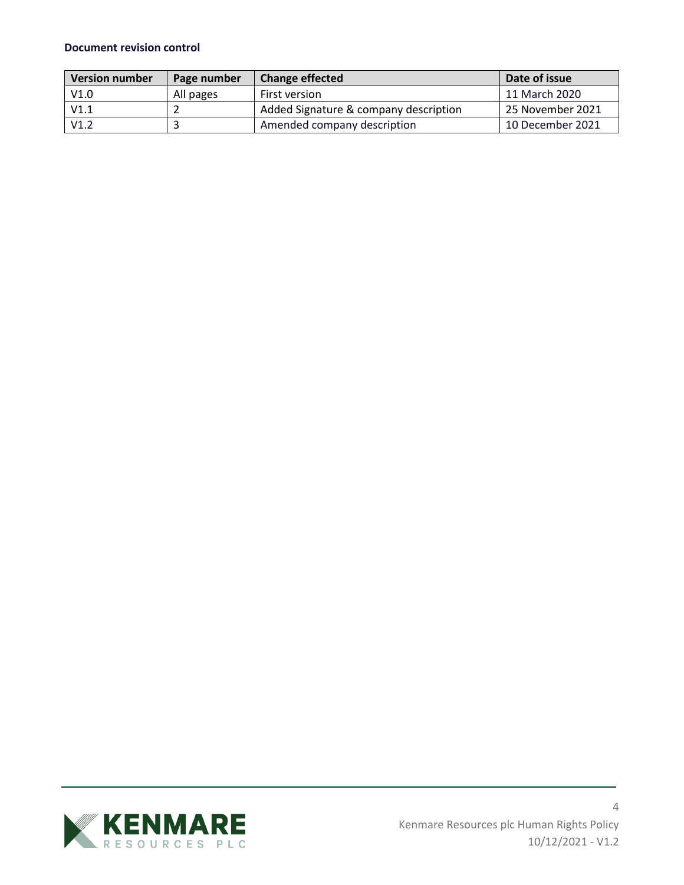**Document revision control**

| Version number | Page number | Change effected | Date of issue |
| --- | --- | --- | --- |
| V1.0 | All pages | First version | 11 March 2020 |
| V1.1 | 2 | Added Signature & company description | 25 November 2021 |
| V1.2 | 3 | Amended company description | 10 December 2021 |